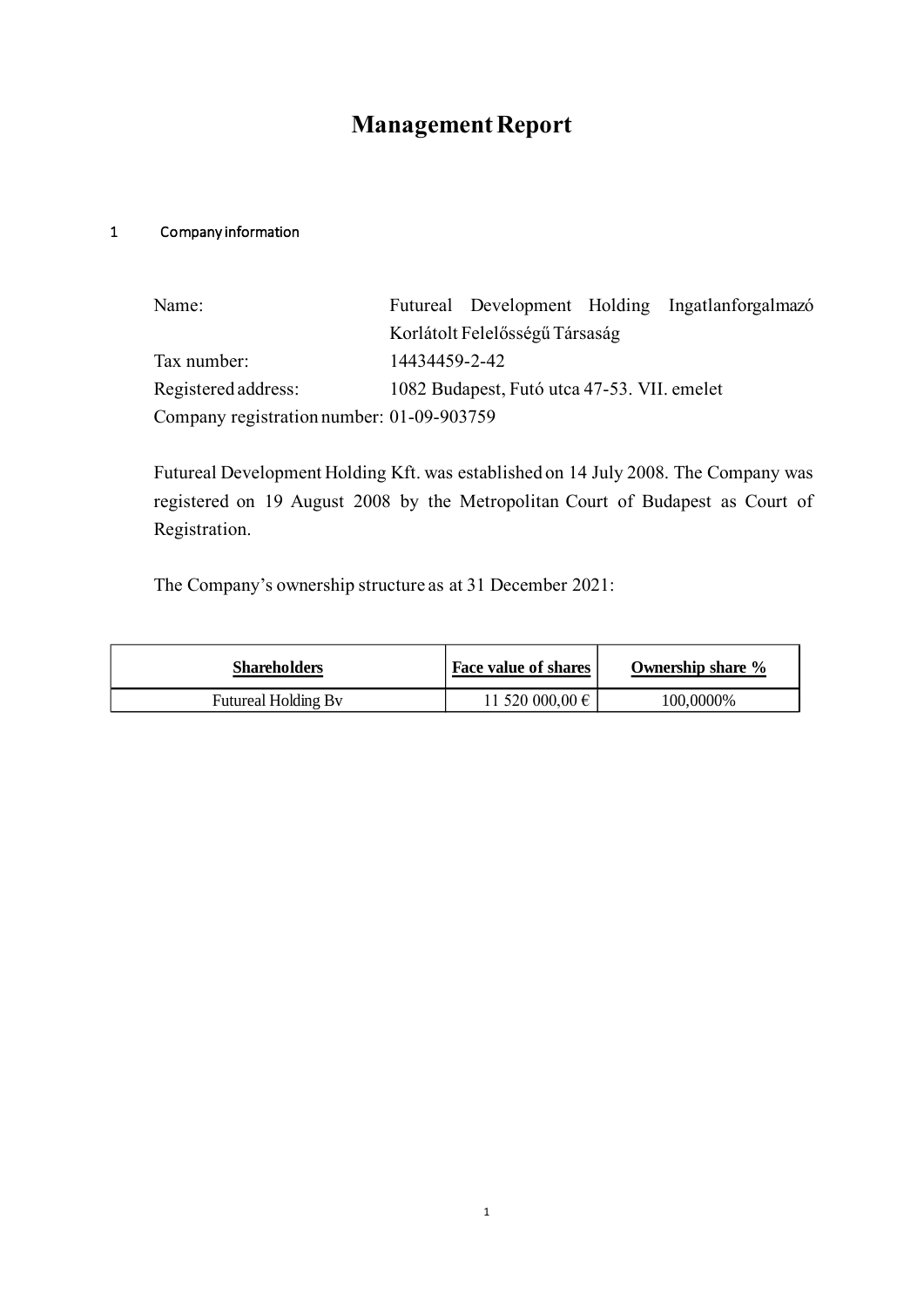# Management Report

## 1 Company information

| | |
|---|---|
| Name: | Futureal Development Holding Ingatlanforgalmazó Korlátolt Felelősségű Társaság |
| Tax number: | 14434459-2-42 |
| Registered address: | 1082 Budapest, Futó utca 47-53. VII. emelet |
| Company registration number: | 01-09-903759 |

Futureal Development Holding Kft. was established on 14 July 2008. The Company was registered on 19 August 2008 by the Metropolitan Court of Budapest as Court of Registration.

The Company's ownership structure as at 31 December 2021:

| Shareholders | Face value of shares | Ownership share % |
|---|---|---|
| Futureal Holding Bv | 11 520 000,00 € | 100,0000% |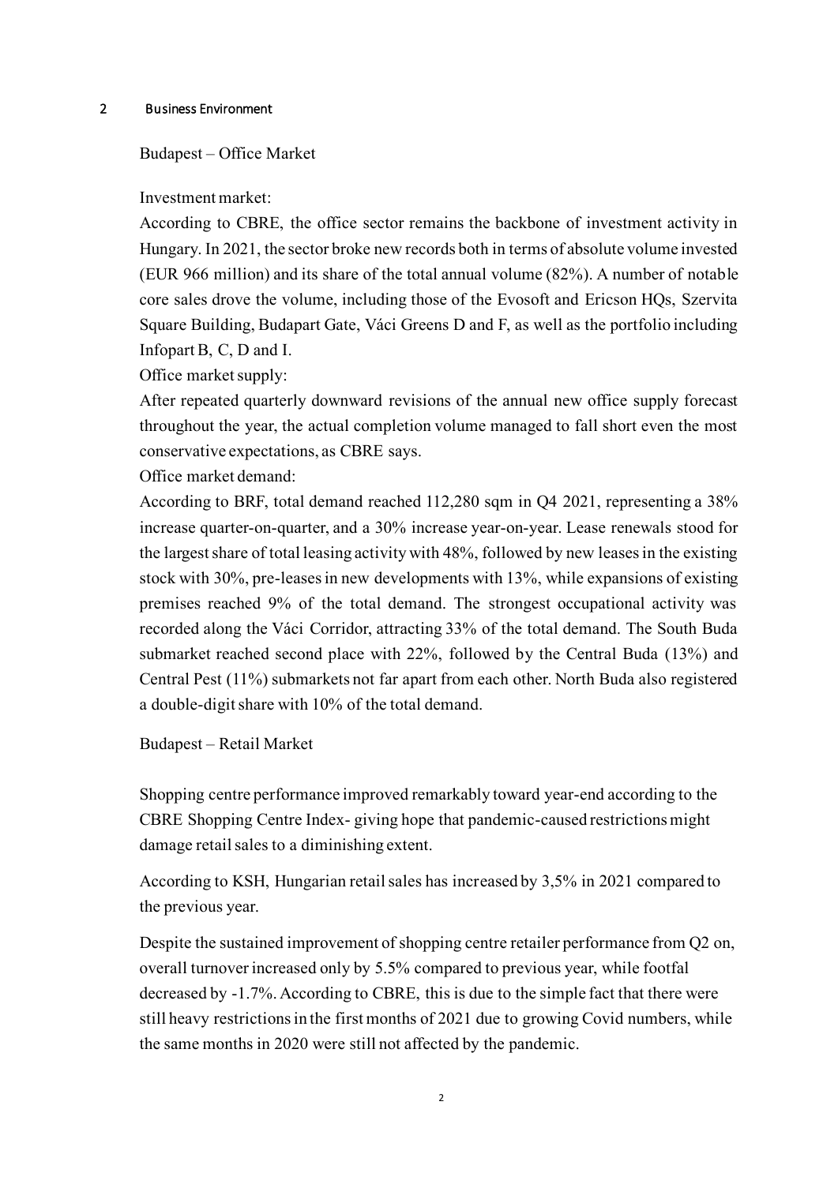# 2 Business Environment

## Budapest – Office Market

Investment market:

According to CBRE, the office sector remains the backbone of investment activity in Hungary. In 2021, the sector broke new records both in terms of absolute volume invested (EUR 966 million) and its share of the total annual volume (82%). A number of notable core sales drove the volume, including those of the Evosoft and Ericson HQs, Szervita Square Building, Budapart Gate, Váci Greens D and F, as well as the portfolio including Infopart B, C, D and I.

Office market supply:

After repeated quarterly downward revisions of the annual new office supply forecast throughout the year, the actual completion volume managed to fall short even the most conservative expectations, as CBRE says.

Office market demand:

According to BRF, total demand reached 112,280 sqm in Q4 2021, representing a 38% increase quarter-on-quarter, and a 30% increase year-on-year. Lease renewals stood for the largest share of total leasing activity with 48%, followed by new leases in the existing stock with 30%, pre-leases in new developments with 13%, while expansions of existing premises reached 9% of the total demand. The strongest occupational activity was recorded along the Váci Corridor, attracting 33% of the total demand. The South Buda submarket reached second place with 22%, followed by the Central Buda (13%) and Central Pest (11%) submarkets not far apart from each other. North Buda also registered a double-digit share with 10% of the total demand.

## Budapest – Retail Market

Shopping centre performance improved remarkably toward year-end according to the CBRE Shopping Centre Index- giving hope that pandemic-caused restrictions might damage retail sales to a diminishing extent.

According to KSH, Hungarian retail sales has increased by 3,5% in 2021 compared to the previous year.

Despite the sustained improvement of shopping centre retailer performance from Q2 on, overall turnover increased only by 5.5% compared to previous year, while footfal decreased by -1.7%. According to CBRE, this is due to the simple fact that there were still heavy restrictions in the first months of 2021 due to growing Covid numbers, while the same months in 2020 were still not affected by the pandemic.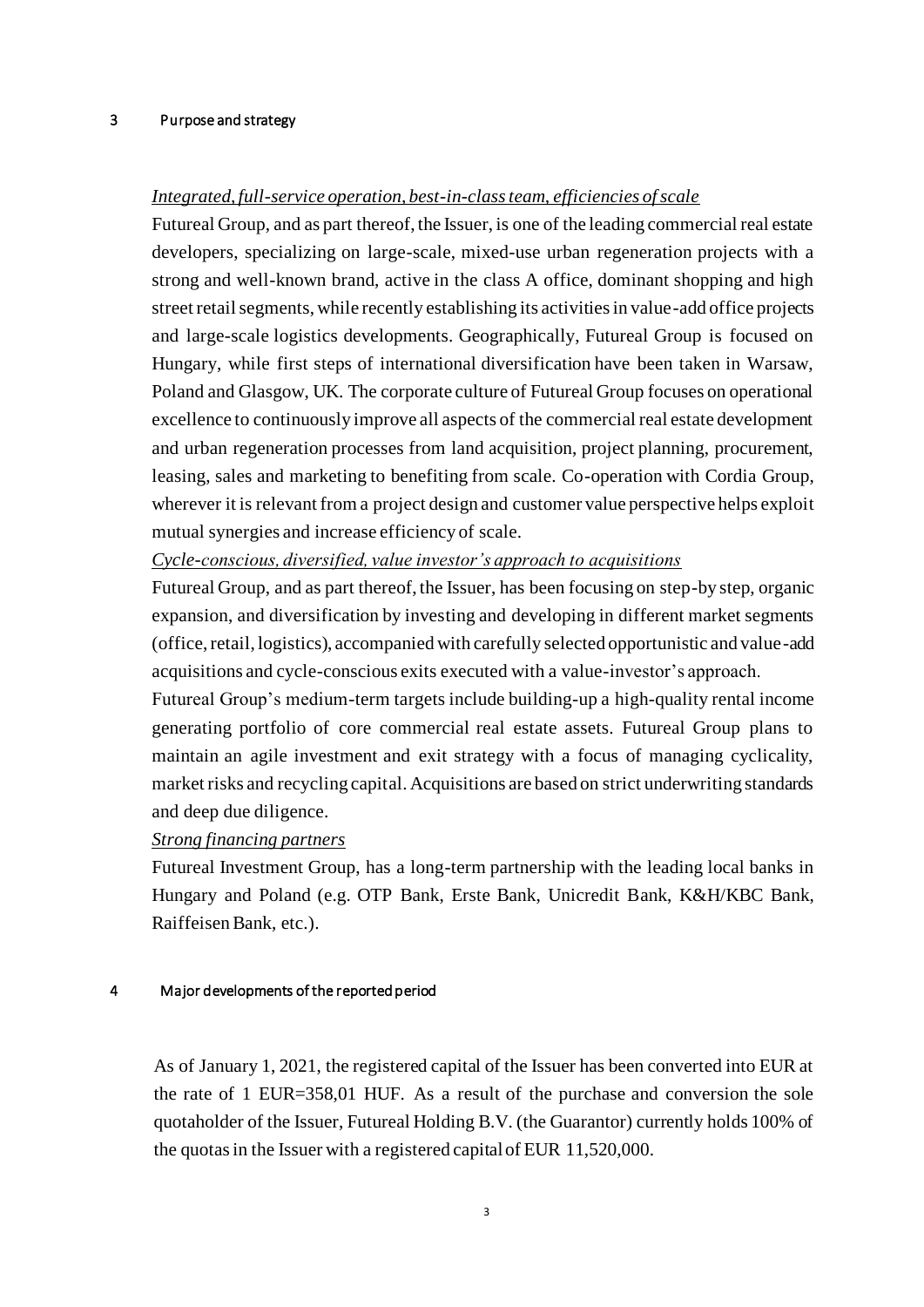## 3 Purpose and strategy

*Integrated, full-service operation, best-in-class team, efficiencies of scale*

Futureal Group, and as part thereof, the Issuer, is one of the leading commercial real estate developers, specializing on large-scale, mixed-use urban regeneration projects with a strong and well-known brand, active in the class A office, dominant shopping and high street retail segments, while recently establishing its activities in value-add office projects and large-scale logistics developments. Geographically, Futureal Group is focused on Hungary, while first steps of international diversification have been taken in Warsaw, Poland and Glasgow, UK. The corporate culture of Futureal Group focuses on operational excellence to continuously improve all aspects of the commercial real estate development and urban regeneration processes from land acquisition, project planning, procurement, leasing, sales and marketing to benefiting from scale. Co-operation with Cordia Group, wherever it is relevant from a project design and customer value perspective helps exploit mutual synergies and increase efficiency of scale.

*Cycle-conscious, diversified, value investor's approach to acquisitions*

Futureal Group, and as part thereof, the Issuer, has been focusing on step-by step, organic expansion, and diversification by investing and developing in different market segments (office, retail, logistics), accompanied with carefully selected opportunistic and value-add acquisitions and cycle-conscious exits executed with a value-investor's approach.

Futureal Group's medium-term targets include building-up a high-quality rental income generating portfolio of core commercial real estate assets. Futureal Group plans to maintain an agile investment and exit strategy with a focus of managing cyclicality, market risks and recycling capital. Acquisitions are based on strict underwriting standards and deep due diligence.

*Strong financing partners*

Futureal Investment Group, has a long-term partnership with the leading local banks in Hungary and Poland (e.g. OTP Bank, Erste Bank, Unicredit Bank, K&H/KBC Bank, Raiffeisen Bank, etc.).

## 4 Major developments of the reported period

As of January 1, 2021, the registered capital of the Issuer has been converted into EUR at the rate of 1 EUR=358,01 HUF. As a result of the purchase and conversion the sole quotaholder of the Issuer, Futureal Holding B.V. (the Guarantor) currently holds 100% of the quotas in the Issuer with a registered capital of EUR 11,520,000.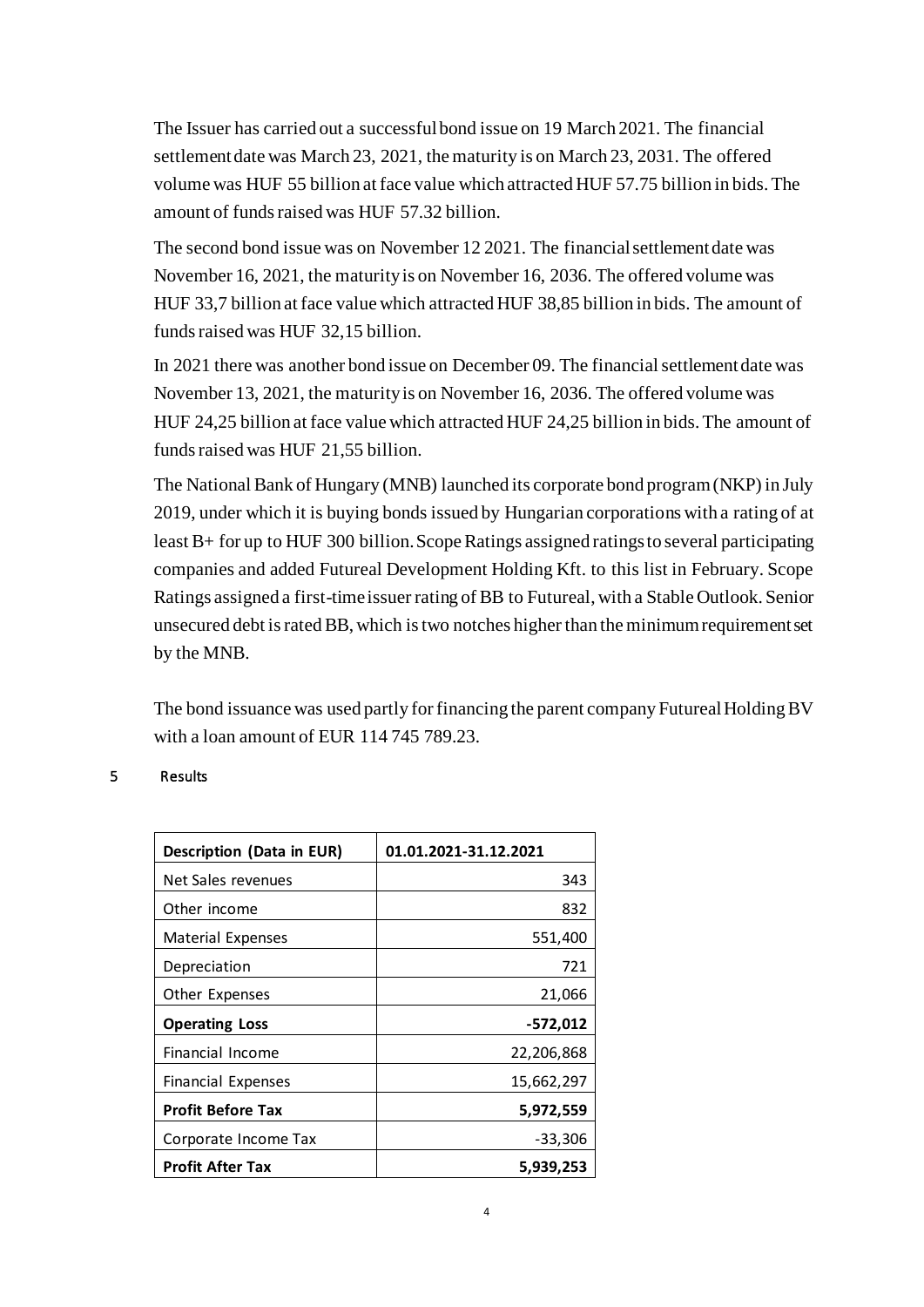The Issuer has carried out a successful bond issue on 19 March 2021. The financial settlement date was March 23, 2021, the maturity is on March 23, 2031. The offered volume was HUF 55 billion at face value which attracted HUF 57.75 billion in bids. The amount of funds raised was HUF 57.32 billion.

The second bond issue was on November 12 2021. The financial settlement date was November 16, 2021, the maturity is on November 16, 2036. The offered volume was HUF 33,7 billion at face value which attracted HUF 38,85 billion in bids. The amount of funds raised was HUF 32,15 billion.

In 2021 there was another bond issue on December 09. The financial settlement date was November 13, 2021, the maturity is on November 16, 2036. The offered volume was HUF 24,25 billion at face value which attracted HUF 24,25 billion in bids. The amount of funds raised was HUF 21,55 billion.

The National Bank of Hungary (MNB) launched its corporate bond program (NKP) in July 2019, under which it is buying bonds issued by Hungarian corporations with a rating of at least B+ for up to HUF 300 billion. Scope Ratings assigned ratings to several participating companies and added Futureal Development Holding Kft. to this list in February. Scope Ratings assigned a first-time issuer rating of BB to Futureal, with a Stable Outlook. Senior unsecured debt is rated BB, which is two notches higher than the minimum requirement set by the MNB.

The bond issuance was used partly for financing the parent company Futureal Holding BV with a loan amount of EUR 114 745 789.23.

## 5 Results

| **Description (Data in EUR)** | **01.01.2021-31.12.2021** |
|---|---|
| Net Sales revenues | 343 |
| Other income | 832 |
| Material Expenses | 551,400 |
| Depreciation | 721 |
| Other Expenses | 21,066 |
| **Operating Loss** | **-572,012** |
| Financial Income | 22,206,868 |
| Financial Expenses | 15,662,297 |
| **Profit Before Tax** | **5,972,559** |
| Corporate Income Tax | -33,306 |
| **Profit After Tax** | **5,939,253** |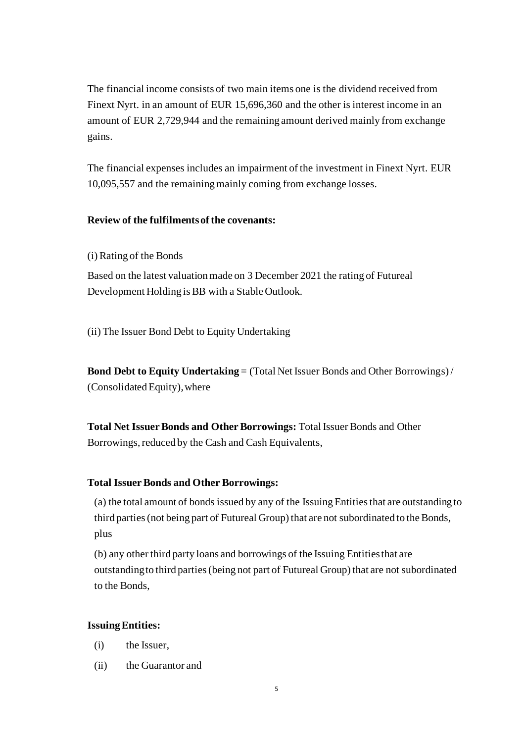The financial income consists of two main items one is the dividend received from Finext Nyrt. in an amount of EUR 15,696,360 and the other is interest income in an amount of EUR 2,729,944 and the remaining amount derived mainly from exchange gains.

The financial expenses includes an impairment of the investment in Finext Nyrt. EUR 10,095,557 and the remaining mainly coming from exchange losses.

**Review of the fulfilments of the covenants:**

(i) Rating of the Bonds

Based on the latest valuation made on 3 December 2021 the rating of Futureal Development Holding is BB with a Stable Outlook.

(ii) The Issuer Bond Debt to Equity Undertaking

**Bond Debt to Equity Undertaking** = (Total Net Issuer Bonds and Other Borrowings) / (Consolidated Equity), where

**Total Net Issuer Bonds and Other Borrowings:** Total Issuer Bonds and Other Borrowings, reduced by the Cash and Cash Equivalents,

**Total Issuer Bonds and Other Borrowings:**

(a) the total amount of bonds issued by any of the Issuing Entities that are outstanding to third parties (not being part of Futureal Group) that are not subordinated to the Bonds, plus

(b) any other third party loans and borrowings of the Issuing Entities that are outstanding to third parties (being not part of Futureal Group) that are not subordinated to the Bonds,

**Issuing Entities:**

(i) the Issuer,

(ii) the Guarantor and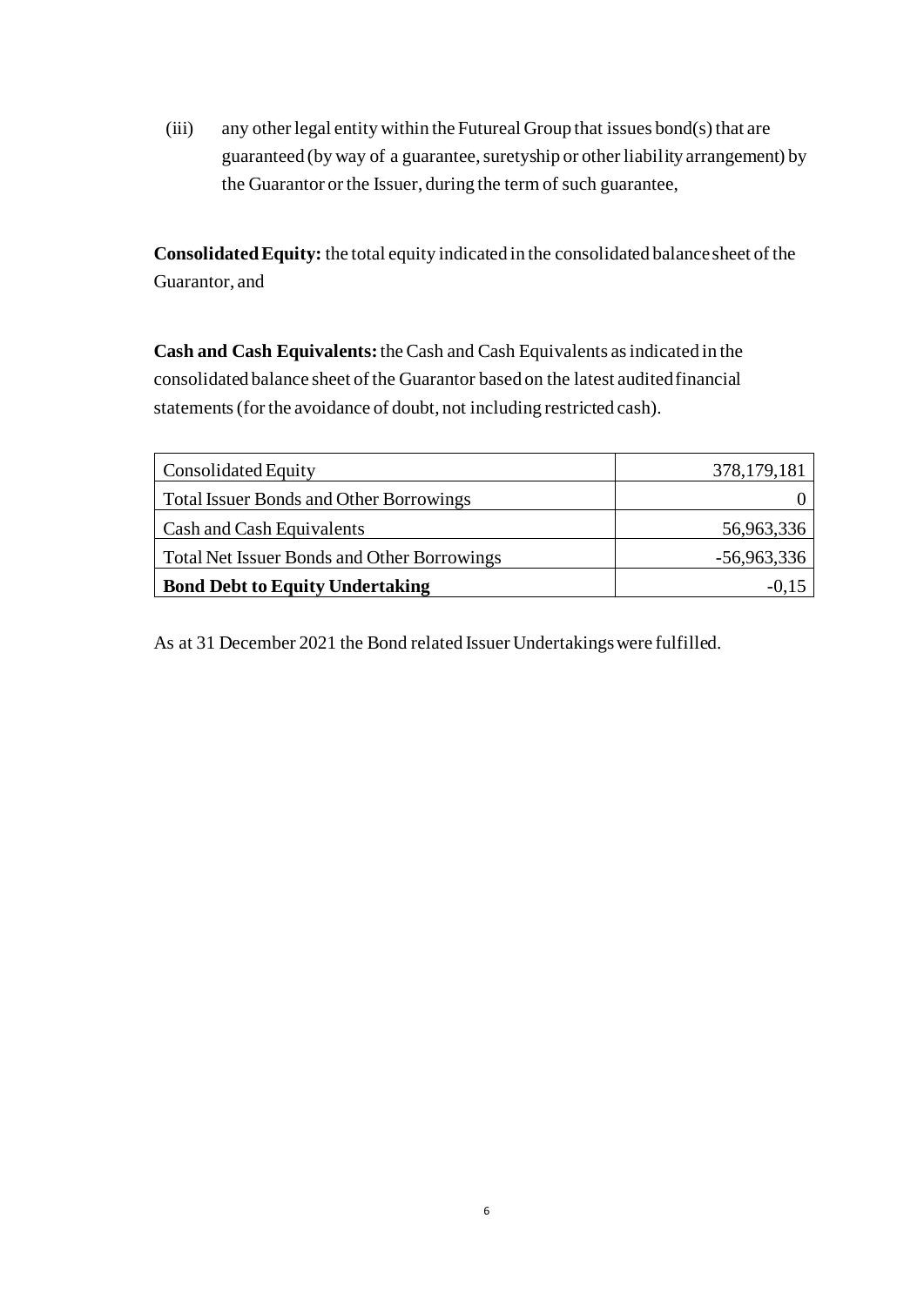(iii) any other legal entity within the Futureal Group that issues bond(s) that are guaranteed (by way of a guarantee, suretyship or other liability arrangement) by the Guarantor or the Issuer, during the term of such guarantee,

**Consolidated Equity:** the total equity indicated in the consolidated balance sheet of the Guarantor, and

**Cash and Cash Equivalents:** the Cash and Cash Equivalents as indicated in the consolidated balance sheet of the Guarantor based on the latest audited financial statements (for the avoidance of doubt, not including restricted cash).

| | |
|---|---:|
| Consolidated Equity | 378,179,181 |
| Total Issuer Bonds and Other Borrowings | 0 |
| Cash and Cash Equivalents | 56,963,336 |
| Total Net Issuer Bonds and Other Borrowings | -56,963,336 |
| **Bond Debt to Equity Undertaking** | -0,15 |

As at 31 December 2021 the Bond related Issuer Undertakings were fulfilled.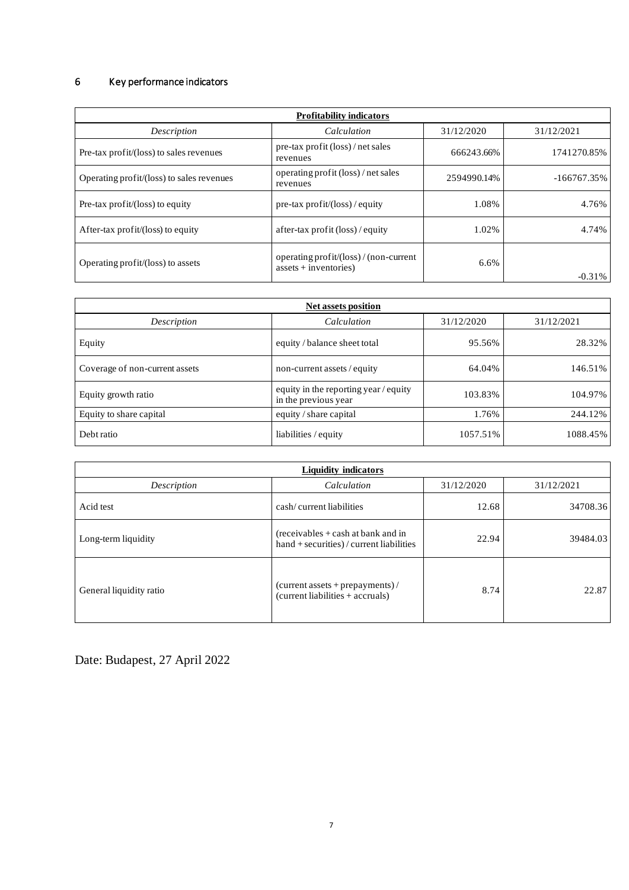## 6 Key performance indicators

| Profitability indicators | | | |
|---|---|---|---|
| *Description* | *Calculation* | 31/12/2020 | 31/12/2021 |
| Pre-tax profit/(loss) to sales revenues | pre-tax profit (loss) / net sales revenues | 666243.66% | 1741270.85% |
| Operating profit/(loss) to sales revenues | operating profit (loss) / net sales revenues | 2594990.14% | -166767.35% |
| Pre-tax profit/(loss) to equity | pre-tax profit/(loss) / equity | 1.08% | 4.76% |
| After-tax profit/(loss) to equity | after-tax profit (loss) / equity | 1.02% | 4.74% |
| Operating profit/(loss) to assets | operating profit/(loss) / (non-current assets + inventories) | 6.6% | -0.31% |

| Net assets position | | | |
|---|---|---|---|
| *Description* | *Calculation* | 31/12/2020 | 31/12/2021 |
| Equity | equity / balance sheet total | 95.56% | 28.32% |
| Coverage of non-current assets | non-current assets / equity | 64.04% | 146.51% |
| Equity growth ratio | equity in the reporting year / equity in the previous year | 103.83% | 104.97% |
| Equity to share capital | equity / share capital | 1.76% | 244.12% |
| Debt ratio | liabilities / equity | 1057.51% | 1088.45% |

| Liquidity indicators | | | |
|---|---|---|---|
| *Description* | *Calculation* | 31/12/2020 | 31/12/2021 |
| Acid test | cash/ current liabilities | 12.68 | 34708.36 |
| Long-term liquidity | (receivables + cash at bank and in hand + securities) / current liabilities | 22.94 | 39484.03 |
| General liquidity ratio | (current assets + prepayments) / (current liabilities + accruals) | 8.74 | 22.87 |

Date: Budapest, 27 April 2022